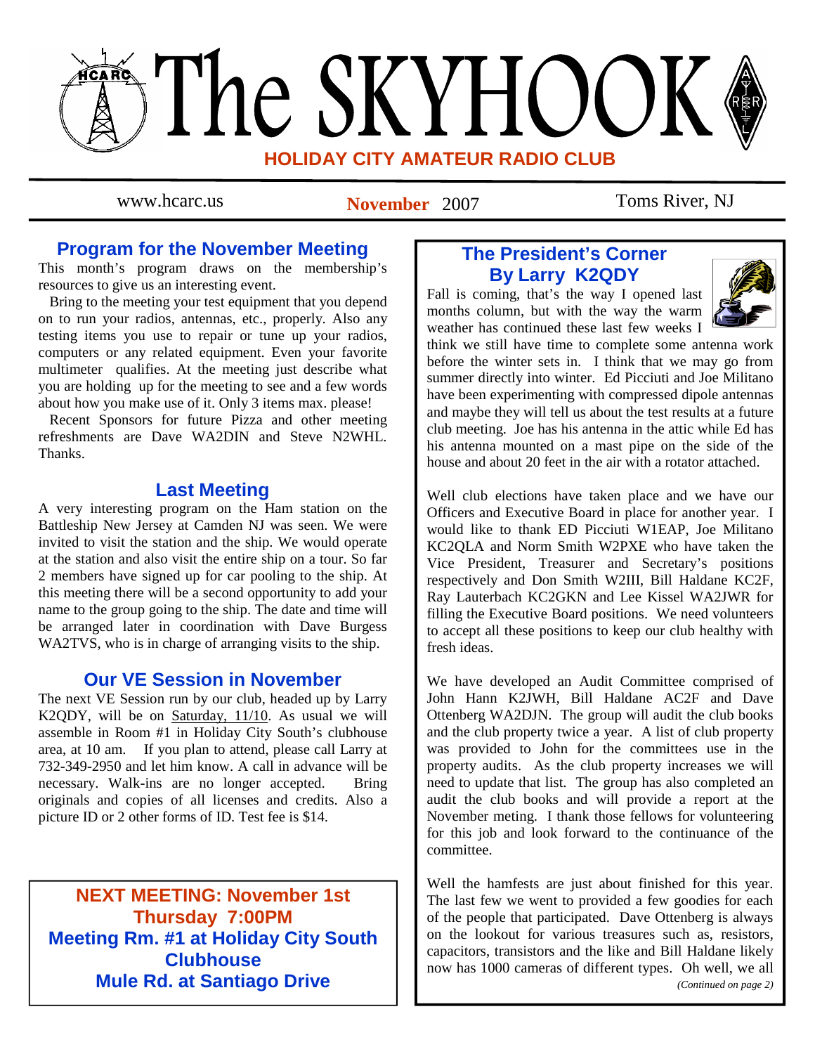# The SKYHOOK

## HOLIDAY CITY AMATEUR RADIO CLUB

www.hcarc.us | **November** 2007 | Toms River, NJ

## Program for the November Meeting

This month's program draws on the membership's resources to give us an interesting event.

Bring to the meeting your test equipment that you depend on to run your radios, antennas, etc., properly. Also any testing items you use to repair or tune up your radios, computers or any related equipment. Even your favorite multimeter qualifies. At the meeting just describe what you are holding up for the meeting to see and a few words about how you make use of it. Only 3 items max. please!

Recent Sponsors for future Pizza and other meeting refreshments are Dave WA2DIN and Steve N2WHL. Thanks.

## Last Meeting

A very interesting program on the Ham station on the Battleship New Jersey at Camden NJ was seen. We were invited to visit the station and the ship. We would operate at the station and also visit the entire ship on a tour. So far 2 members have signed up for car pooling to the ship. At this meeting there will be a second opportunity to add your name to the group going to the ship. The date and time will be arranged later in coordination with Dave Burgess WA2TVS, who is in charge of arranging visits to the ship.

## Our VE Session in November

The next VE Session run by our club, headed up by Larry K2QDY, will be on Saturday, 11/10. As usual we will assemble in Room #1 in Holiday City South's clubhouse area, at 10 am. If you plan to attend, please call Larry at 732-349-2950 and let him know. A call in advance will be necessary. Walk-ins are no longer accepted. Bring originals and copies of all licenses and credits. Also a picture ID or 2 other forms of ID. Test fee is $14.

**NEXT MEETING: November 1st**
**Thursday 7:00PM**
**Meeting Rm. #1 at Holiday City South Clubhouse**
**Mule Rd. at Santiago Drive**

## The President's Corner
### By Larry K2QDY

Fall is coming, that's the way I opened last months column, but with the way the warm weather has continued these last few weeks I think we still have time to complete some antenna work before the winter sets in. I think that we may go from summer directly into winter. Ed Picciuti and Joe Militano have been experimenting with compressed dipole antennas and maybe they will tell us about the test results at a future club meeting. Joe has his antenna in the attic while Ed has his antenna mounted on a mast pipe on the side of the house and about 20 feet in the air with a rotator attached.

Well club elections have taken place and we have our Officers and Executive Board in place for another year. I would like to thank ED Picciuti W1EAP, Joe Militano KC2QLA and Norm Smith W2PXE who have taken the Vice President, Treasurer and Secretary's positions respectively and Don Smith W2III, Bill Haldane KC2F, Ray Lauterbach KC2GKN and Lee Kissel WA2JWR for filling the Executive Board positions. We need volunteers to accept all these positions to keep our club healthy with fresh ideas.

We have developed an Audit Committee comprised of John Hann K2JWH, Bill Haldane AC2F and Dave Ottenberg WA2DJN. The group will audit the club books and the club property twice a year. A list of club property was provided to John for the committees use in the property audits. As the club property increases we will need to update that list. The group has also completed an audit the club books and will provide a report at the November meting. I thank those fellows for volunteering for this job and look forward to the continuance of the committee.

Well the hamfests are just about finished for this year. The last few we went to provided a few goodies for each of the people that participated. Dave Ottenberg is always on the lookout for various treasures such as, resistors, capacitors, transistors and the like and Bill Haldane likely now has 1000 cameras of different types. Oh well, we all

*(Continued on page 2)*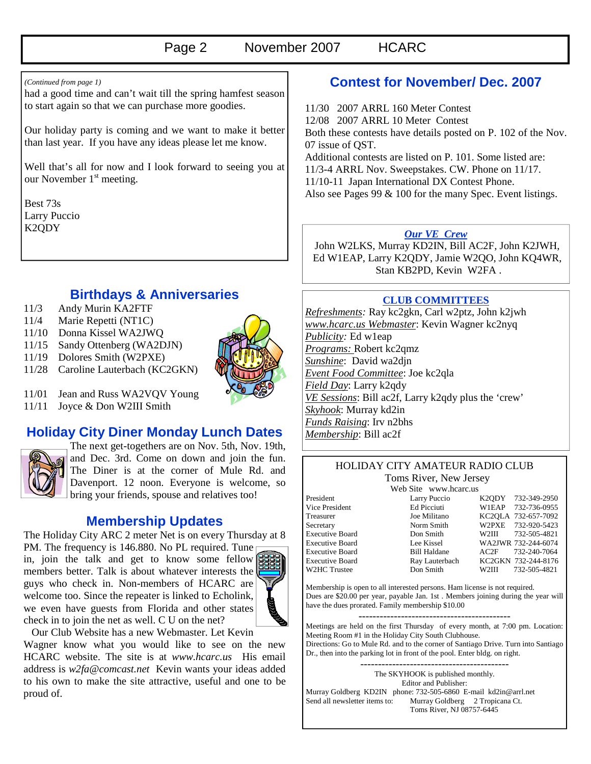*(Continued from page 1)*

had a good time and can't wait till the spring hamfest season to start again so that we can purchase more goodies.

Our holiday party is coming and we want to make it better than last year. If you have any ideas please let me know.

Well that's all for now and I look forward to seeing you at our November 1st meeting.

Best 73s
Larry Puccio
K2QDY

## Birthdays & Anniversaries

11/3 Andy Murin KA2FTF
11/4 Marie Repetti (NT1C)
11/10 Donna Kissel WA2JWQ
11/15 Sandy Ottenberg (WA2DJN)
11/19 Dolores Smith (W2PXE)
11/28 Caroline Lauterbach (KC2GKN)

11/01 Jean and Russ WA2VQV Young
11/11 Joyce & Don W2III Smith

## Holiday City Diner Monday Lunch Dates

The next get-togethers are on Nov. 5th, Nov. 19th, and Dec. 3rd. Come on down and join the fun. The Diner is at the corner of Mule Rd. and Davenport. 12 noon. Everyone is welcome, so bring your friends, spouse and relatives too!

## Membership Updates

The Holiday City ARC 2 meter Net is on every Thursday at 8 PM. The frequency is 146.880. No PL required. Tune in, join the talk and get to know some fellow members better. Talk is about whatever interests the guys who check in. Non-members of HCARC are welcome too. Since the repeater is linked to Echolink, we even have guests from Florida and other states check in to join the net as well. C U on the net?

Our Club Website has a new Webmaster. Let Kevin Wagner know what you would like to see on the new HCARC website. The site is at *www.hcarc.us* His email address is *w2fa@comcast.net* Kevin wants your ideas added to his own to make the site attractive, useful and one to be proud of.

## Contest for November/ Dec. 2007

11/30 2007 ARRL 160 Meter Contest
12/08 2007 ARRL 10 Meter Contest
Both these contests have details posted on P. 102 of the Nov. 07 issue of QST.
Additional contests are listed on P. 101. Some listed are:
11/3-4 ARRL Nov. Sweepstakes. CW. Phone on 11/17.
11/10-11 Japan International DX Contest Phone.
Also see Pages 99 & 100 for the many Spec. Event listings.

### *Our VE Crew*

John W2LKS, Murray KD2IN, Bill AC2F, John K2JWH, Ed W1EAP, Larry K2QDY, Jamie W2QO, John KQ4WR, Stan KB2PD, Kevin W2FA .

### CLUB COMMITTEES

*Refreshments:* Ray kc2gkn, Carl w2ptz, John k2jwh
*www.hcarc.us Webmaster*: Kevin Wagner kc2nyq
*Publicity:* Ed w1eap
*Programs:* Robert kc2qmz
*Sunshine*: David wa2djn
*Event Food Committee*: Joe kc2qla
*Field Day*: Larry k2qdy
*VE Sessions*: Bill ac2f, Larry k2qdy plus the 'crew'
*Skyhook*: Murray kd2in
*Funds Raising*: Irv n2bhs
*Membership*: Bill ac2f

### HOLIDAY CITY AMATEUR RADIO CLUB

Toms River, New Jersey
Web Site www.hcarc.us

| Position | Name | Call | Phone |
|---|---|---|---|
| President | Larry Puccio | K2QDY | 732-349-2950 |
| Vice President | Ed Picciuti | W1EAP | 732-736-0955 |
| Treasurer | Joe Militano | KC2QLA | 732-657-7092 |
| Secretary | Norm Smith | W2PXE | 732-920-5423 |
| Executive Board | Don Smith | W2III | 732-505-4821 |
| Executive Board | Lee Kissel | WA2JWR | 732-244-6074 |
| Executive Board | Bill Haldane | AC2F | 732-240-7064 |
| Executive Board | Ray Lauterbach | KC2GKN | 732-244-8176 |
| W2HC Trustee | Don Smith | W2III | 732-505-4821 |

Membership is open to all interested persons. Ham license is not required. Dues are $20.00 per year, payable Jan. 1st . Members joining during the year will have the dues prorated. Family membership $10.00

---

Meetings are held on the first Thursday of every month, at 7:00 pm. Location: Meeting Room #1 in the Holiday City South Clubhouse.
Directions: Go to Mule Rd. and to the corner of Santiago Drive. Turn into Santiago Dr., then into the parking lot in front of the pool. Enter bldg. on right.

---

The SKYHOOK is published monthly.
Editor and Publisher:
Murray Goldberg KD2IN phone: 732-505-6860 E-mail kd2in@arrl.net
Send all newsletter items to: Murray Goldberg 2 Tropicana Ct.
Toms River, NJ 08757-6445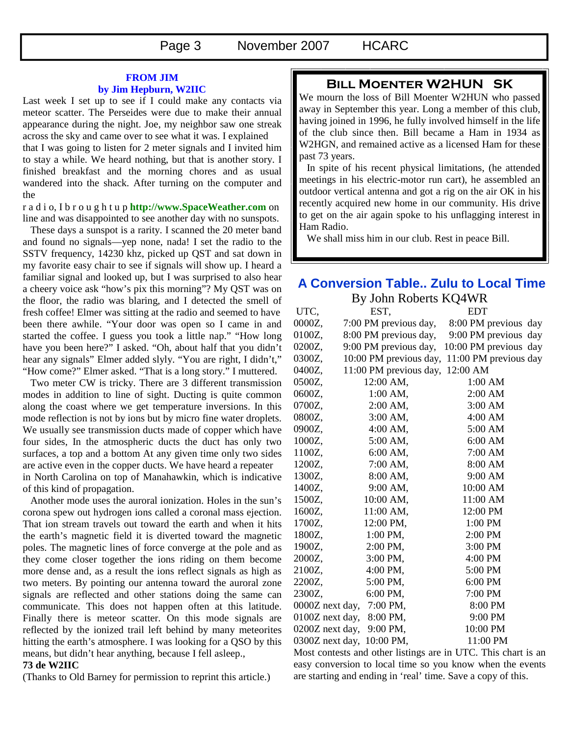## FROM JIM
**by Jim Hepburn, W2IIC**

Last week I set up to see if I could make any contacts via meteor scatter. The Perseides were due to make their annual appearance during the night. Joe, my neighbor saw one streak across the sky and came over to see what it was. I explained that I was going to listen for 2 meter signals and I invited him to stay a while. We heard nothing, but that is another story. I finished breakfast and the morning chores and as usual wandered into the shack. After turning on the computer and the radio, I brought up **http://www.SpaceWeather.com** on line and was disappointed to see another day with no sunspots.

These days a sunspot is a rarity. I scanned the 20 meter band and found no signals—yep none, nada! I set the radio to the SSTV frequency, 14230 khz, picked up QST and sat down in my favorite easy chair to see if signals will show up. I heard a familiar signal and looked up, but I was surprised to also hear a cheery voice ask "how's pix this morning"? My QST was on the floor, the radio was blaring, and I detected the smell of fresh coffee! Elmer was sitting at the radio and seemed to have been there awhile. "Your door was open so I came in and started the coffee. I guess you took a little nap." "How long have you been here?" I asked. "Oh, about half that you didn't hear any signals" Elmer added slyly. "You are right, I didn't," "How come?" Elmer asked. "That is a long story." I muttered.

Two meter CW is tricky. There are 3 different transmission modes in addition to line of sight. Ducting is quite common along the coast where we get temperature inversions. In this mode reflection is not by ions but by micro fine water droplets. We usually see transmission ducts made of copper which have four sides, In the atmospheric ducts the duct has only two surfaces, a top and a bottom At any given time only two sides are active even in the copper ducts. We have heard a repeater in North Carolina on top of Manahawkin, which is indicative of this kind of propagation.

Another mode uses the auroral ionization. Holes in the sun's corona spew out hydrogen ions called a coronal mass ejection. That ion stream travels out toward the earth and when it hits the earth's magnetic field it is diverted toward the magnetic poles. The magnetic lines of force converge at the pole and as they come closer together the ions riding on them become more dense and, as a result the ions reflect signals as high as two meters. By pointing our antenna toward the auroral zone signals are reflected and other stations doing the same can communicate. This does not happen often at this latitude. Finally there is meteor scatter. On this mode signals are reflected by the ionized trail left behind by many meteorites hitting the earth's atmosphere. I was looking for a QSO by this means, but didn't hear anything, because I fell asleep.,

**73 de W2IIC**

(Thanks to Old Barney for permission to reprint this article.)

## Bill Moenter W2HUN SK

We mourn the loss of Bill Moenter W2HUN who passed away in September this year. Long a member of this club, having joined in 1996, he fully involved himself in the life of the club since then. Bill became a Ham in 1934 as W2HGN, and remained active as a licensed Ham for these past 73 years.

In spite of his recent physical limitations, (he attended meetings in his electric-motor run cart), he assembled an outdoor vertical antenna and got a rig on the air OK in his recently acquired new home in our community. His drive to get on the air again spoke to his unflagging interest in Ham Radio.

We shall miss him in our club. Rest in peace Bill.

## A Conversion Table.. Zulu to Local Time

By John Roberts KQ4WR

| UTC, | EST, | EDT |
|---|---|---|
| 0000Z, | 7:00 PM previous day, | 8:00 PM previous day |
| 0100Z, | 8:00 PM previous day, | 9:00 PM previous day |
| 0200Z, | 9:00 PM previous day, | 10:00 PM previous day |
| 0300Z, | 10:00 PM previous day, | 11:00 PM previous day |
| 0400Z, | 11:00 PM previous day, | 12:00 AM |
| 0500Z, | 12:00 AM, | 1:00 AM |
| 0600Z, | 1:00 AM, | 2:00 AM |
| 0700Z, | 2:00 AM, | 3:00 AM |
| 0800Z, | 3:00 AM, | 4:00 AM |
| 0900Z, | 4:00 AM, | 5:00 AM |
| 1000Z, | 5:00 AM, | 6:00 AM |
| 1100Z, | 6:00 AM, | 7:00 AM |
| 1200Z, | 7:00 AM, | 8:00 AM |
| 1300Z, | 8:00 AM, | 9:00 AM |
| 1400Z, | 9:00 AM, | 10:00 AM |
| 1500Z, | 10:00 AM, | 11:00 AM |
| 1600Z, | 11:00 AM, | 12:00 PM |
| 1700Z, | 12:00 PM, | 1:00 PM |
| 1800Z, | 1:00 PM, | 2:00 PM |
| 1900Z, | 2:00 PM, | 3:00 PM |
| 2000Z, | 3:00 PM, | 4:00 PM |
| 2100Z, | 4:00 PM, | 5:00 PM |
| 2200Z, | 5:00 PM, | 6:00 PM |
| 2300Z, | 6:00 PM, | 7:00 PM |
| 0000Z next day, | 7:00 PM, | 8:00 PM |
| 0100Z next day, | 8:00 PM, | 9:00 PM |
| 0200Z next day, | 9:00 PM, | 10:00 PM |
| 0300Z next day, | 10:00 PM, | 11:00 PM |

Most contests and other listings are in UTC. This chart is an easy conversion to local time so you know when the events are starting and ending in 'real' time. Save a copy of this.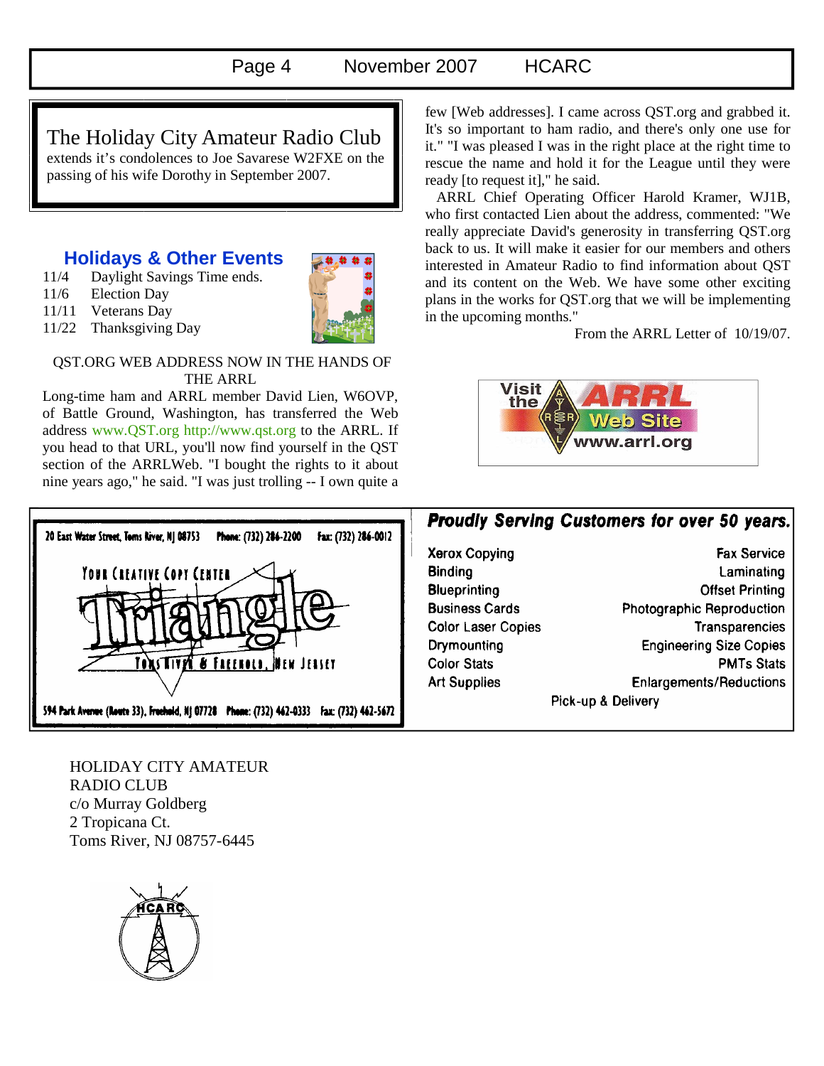The Holiday City Amateur Radio Club extends it's condolences to Joe Savarese W2FXE on the passing of his wife Dorothy in September 2007.

## Holidays & Other Events

11/4 Daylight Savings Time ends.
11/6 Election Day
11/11 Veterans Day
11/22 Thanksgiving Day

QST.ORG WEB ADDRESS NOW IN THE HANDS OF THE ARRL

Long-time ham and ARRL member David Lien, W6OVP, of Battle Ground, Washington, has transferred the Web address www.QST.org http://www.qst.org to the ARRL. If you head to that URL, you'll now find yourself in the QST section of the ARRLWeb. "I bought the rights to it about nine years ago," he said. "I was just trolling -- I own quite a few [Web addresses]. I came across QST.org and grabbed it. It's so important to ham radio, and there's only one use for it." "I was pleased I was in the right place at the right time to rescue the name and hold it for the League until they were ready [to request it]," he said.

ARRL Chief Operating Officer Harold Kramer, WJ1B, who first contacted Lien about the address, commented: "We really appreciate David's generosity in transferring QST.org back to us. It will make it easier for our members and others interested in Amateur Radio to find information about QST and its content on the Web. We have some other exciting plans in the works for QST.org that we will be implementing in the upcoming months."

From the ARRL Letter of 10/19/07.

Visit the ARRL Web Site www.arrl.org

20 East Water Street, Toms River, NJ 08753 Phone: (732) 286-2200 Fax: (732) 286-0012

YOUR CREATIVE COPY CENTER

Triangle

TOMS RIVER & FREEHOLD, NEW JERSEY

594 Park Avenue (Route 33), Freehold, NJ 07728 Phone: (732) 462-0333 Fax: (732) 462-5672

***Proudly Serving Customers for over 50 years.***

| | |
|---|---|
| Xerox Copying | Fax Service |
| Binding | Laminating |
| Blueprinting | Offset Printing |
| Business Cards | Photographic Reproduction |
| Color Laser Copies | Transparencies |
| Drymounting | Engineering Size Copies |
| Color Stats | PMTs Stats |
| Art Supplies | Enlargements/Reductions |

Pick-up & Delivery

HOLIDAY CITY AMATEUR RADIO CLUB
c/o Murray Goldberg
2 Tropicana Ct.
Toms River, NJ 08757-6445

HCARC